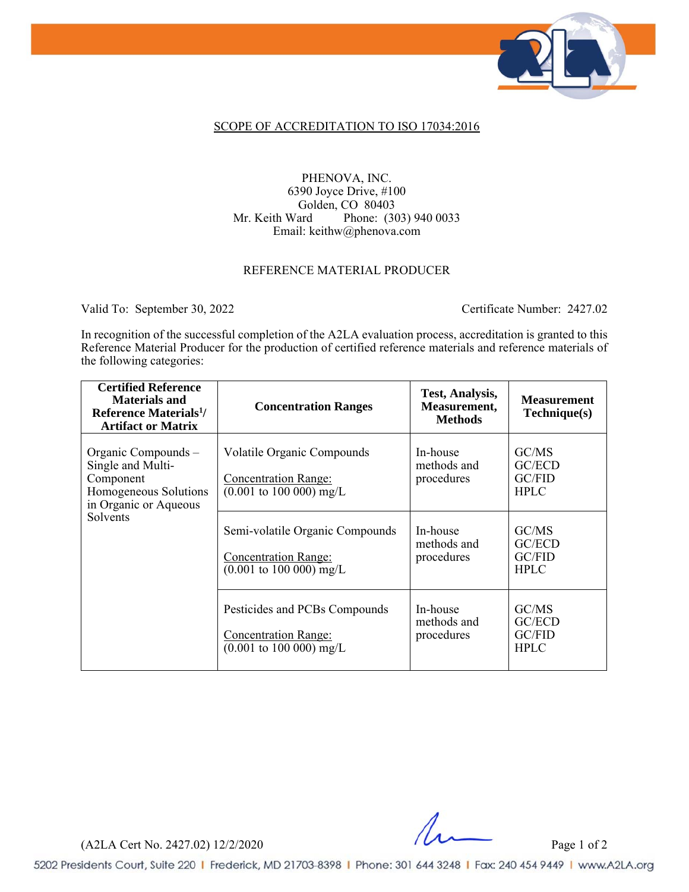SCOPE OF ACCREDITATION TO ISO 17034:2016

PHENOVA, INC.
6390 Joyce Drive, #100
Golden, CO 80403
Mr. Keith Ward Phone: (303) 940 0033
Email: keithw@phenova.com

REFERENCE MATERIAL PRODUCER

Valid To: September 30, 2022 Certificate Number: 2427.02

In recognition of the successful completion of the A2LA evaluation process, accreditation is granted to this Reference Material Producer for the production of certified reference materials and reference materials of the following categories:

| Certified Reference Materials and Reference Materials[1]/ Artifact or Matrix | Concentration Ranges | Test, Analysis, Measurement, Methods | Measurement Technique(s) |
|---|---|---|---|
| Organic Compounds – Single and Multi-Component Homogeneous Solutions in Organic or Aqueous Solvents | Volatile Organic Compounds<br><br>Concentration Range:<br>(0.001 to 100 000) mg/L | In-house methods and procedures | GC/MS<br>GC/ECD<br>GC/FID<br>HPLC |
| | Semi-volatile Organic Compounds<br><br>Concentration Range:<br>(0.001 to 100 000) mg/L | In-house methods and procedures | GC/MS<br>GC/ECD<br>GC/FID<br>HPLC |
| | Pesticides and PCBs Compounds<br><br>Concentration Range:<br>(0.001 to 100 000) mg/L | In-house methods and procedures | GC/MS<br>GC/ECD<br>GC/FID<br>HPLC |

(A2LA Cert No. 2427.02) 12/2/2020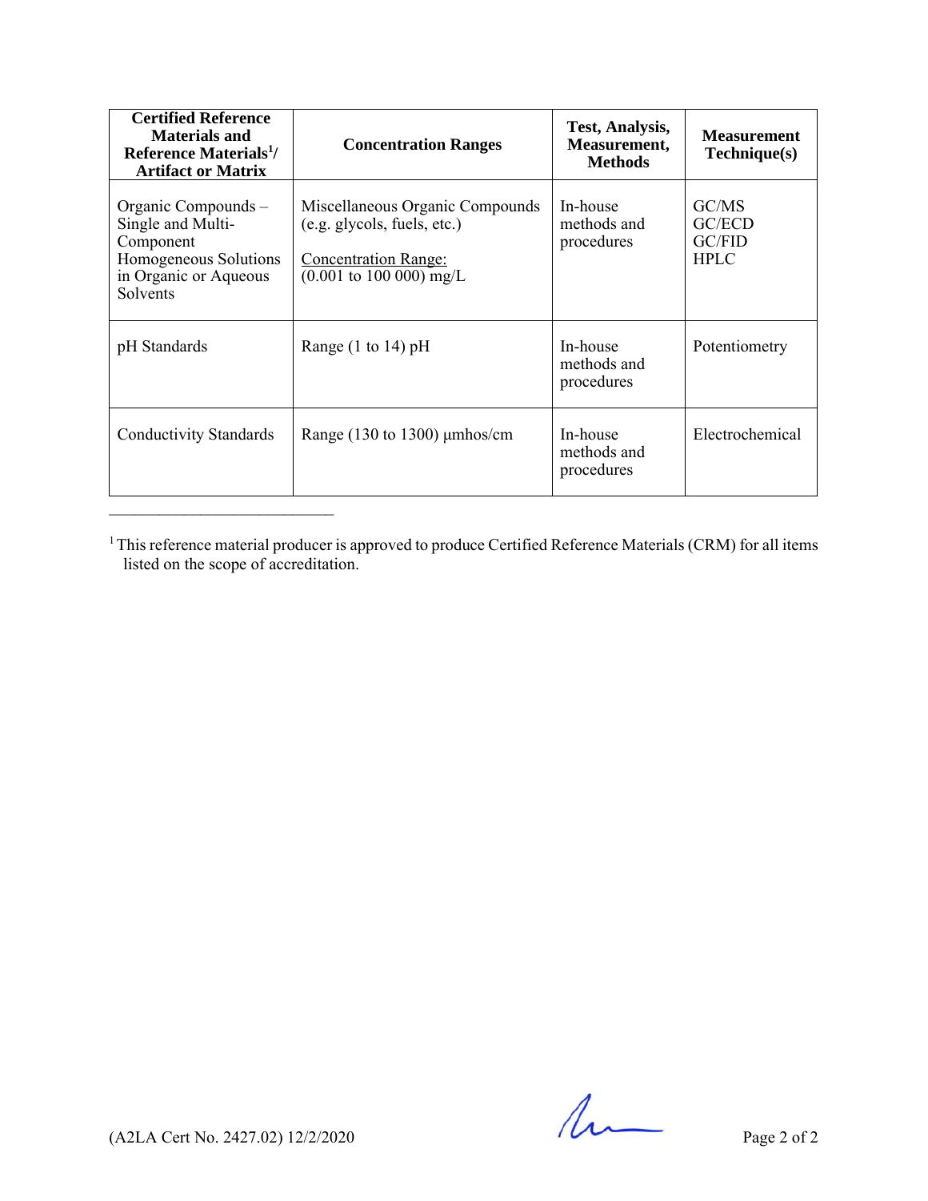| Certified Reference Materials and Reference Materials[1]/ Artifact or Matrix | Concentration Ranges | Test, Analysis, Measurement, Methods | Measurement Technique(s) |
|---|---|---|---|
| Organic Compounds – Single and Multi-Component Homogeneous Solutions in Organic or Aqueous Solvents | Miscellaneous Organic Compounds (e.g. glycols, fuels, etc.)<br><br>Concentration Range:<br>(0.001 to 100 000) mg/L | In-house methods and procedures | GC/MS<br>GC/ECD<br>GC/FID<br>HPLC |
| pH Standards | Range (1 to 14) pH | In-house methods and procedures | Potentiometry |
| Conductivity Standards | Range (130 to 1300) µmhos/cm | In-house methods and procedures | Electrochemical |

---

[1] This reference material producer is approved to produce Certified Reference Materials (CRM) for all items listed on the scope of accreditation.

(A2LA Cert No. 2427.02) 12/2/2020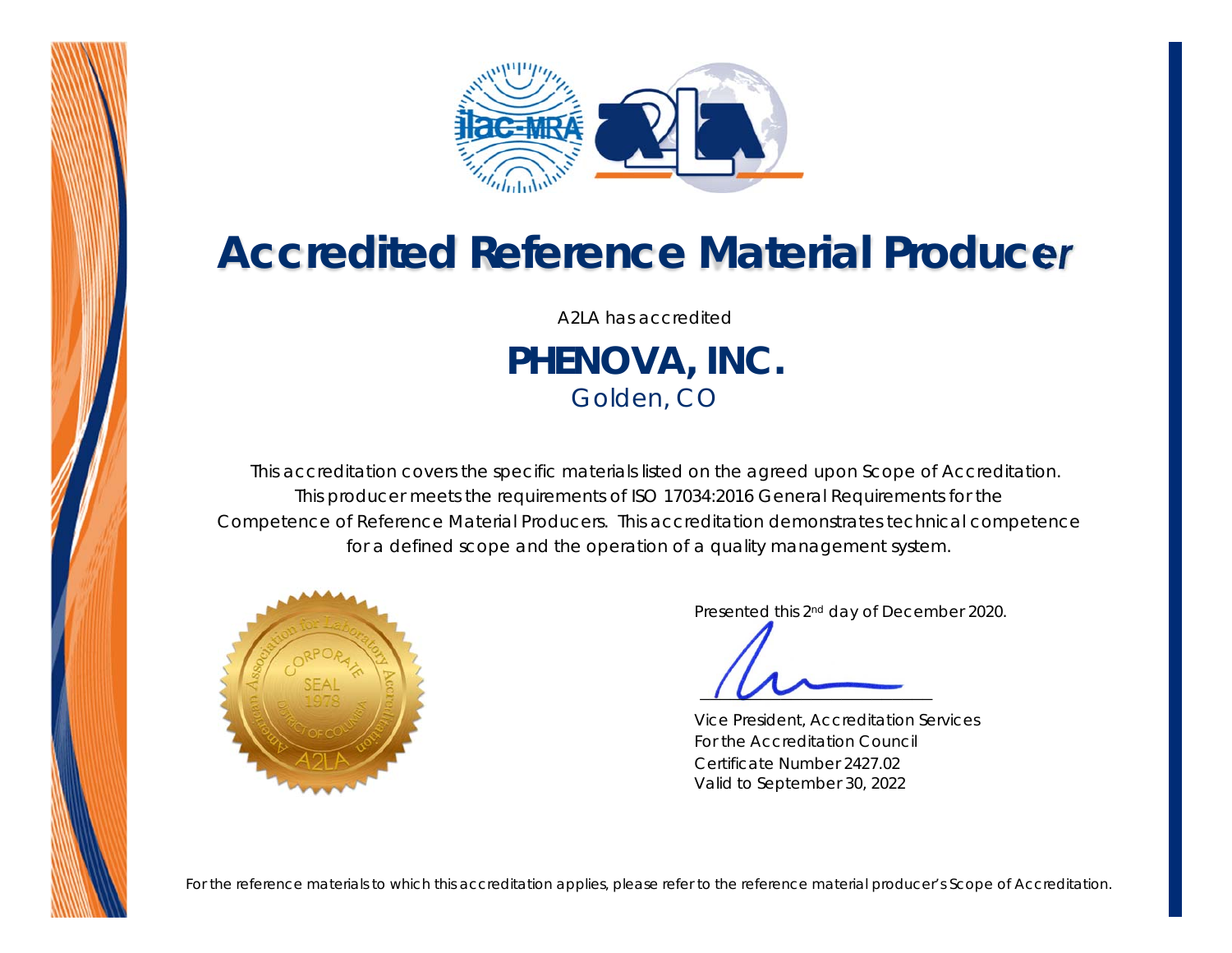# Accredited Reference Material Producer

A2LA has accredited

## PHENOVA, INC.

Golden, CO

This accreditation covers the specific materials listed on the agreed upon Scope of Accreditation. This producer meets the requirements of ISO 17034:2016 General Requirements for the Competence of Reference Material Producers. This accreditation demonstrates technical competence for a defined scope and the operation of a quality management system.

Presented this 2nd day of December 2020.

Vice President, Accreditation Services
For the Accreditation Council
Certificate Number 2427.02
Valid to September 30, 2022

For the reference materials to which this accreditation applies, please refer to the reference material producer's Scope of Accreditation.